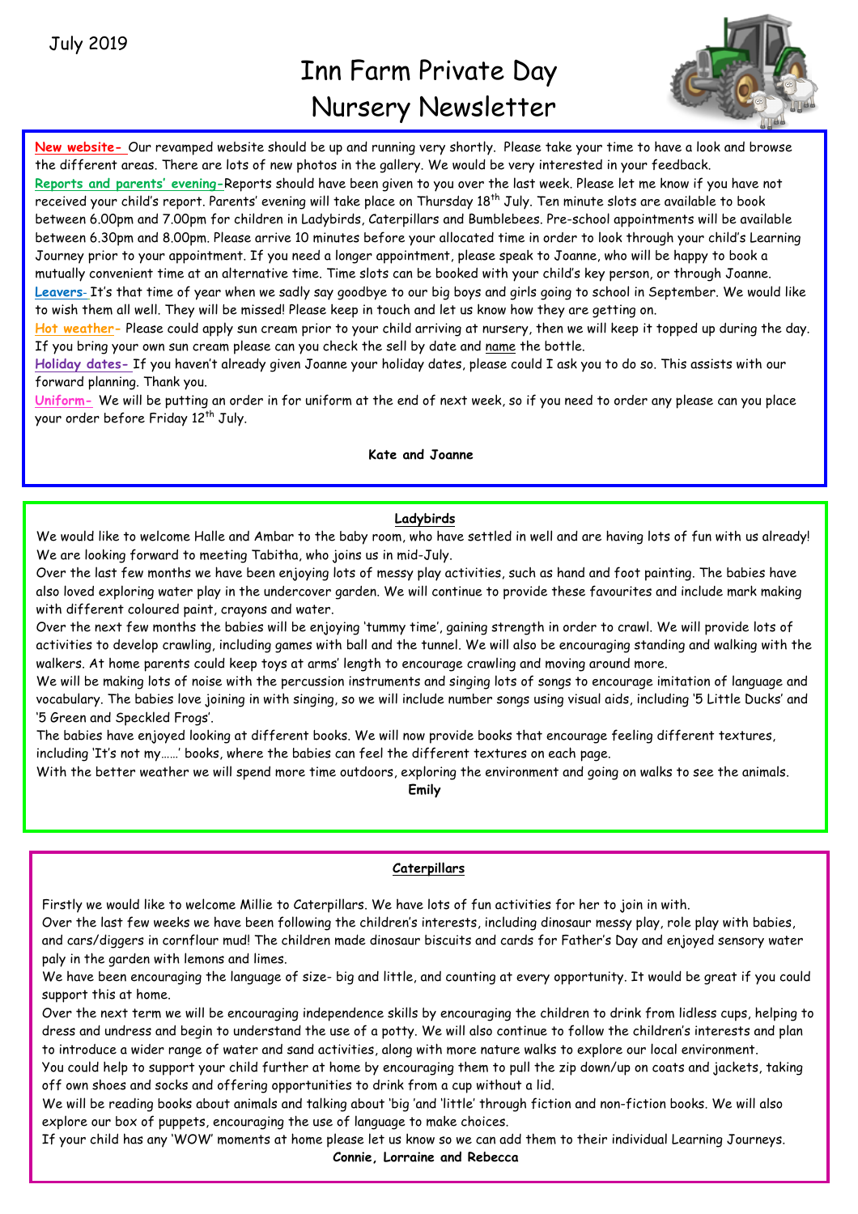July 2019

# Inn Farm Private Day Nursery Newsletter

**New website-** Our revamped website should be up and running very shortly. Please take your time to have a look and browse the different areas. There are lots of new photos in the gallery. We would be very interested in your feedback.

**Reports and parents' evening-**Reports should have been given to you over the last week. Please let me know if you have not received your child's report. Parents' evening will take place on Thursday 18th July. Ten minute slots are available to book between 6.00pm and 7.00pm for children in Ladybirds, Caterpillars and Bumblebees. Pre-school appointments will be available between 6.30pm and 8.00pm. Please arrive 10 minutes before your allocated time in order to look through your child's Learning Journey prior to your appointment. If you need a longer appointment, please speak to Joanne, who will be happy to book a mutually convenient time at an alternative time. Time slots can be booked with your child's key person, or through Joanne.

**Leavers-** It's that time of year when we sadly say goodbye to our big boys and girls going to school in September. We would like to wish them all well. They will be missed! Please keep in touch and let us know how they are getting on.

**Hot weather-** Please could apply sun cream prior to your child arriving at nursery, then we will keep it topped up during the day. If you bring your own sun cream please can you check the sell by date and name the bottle.

**Holiday dates-** If you haven't already given Joanne your holiday dates, please could I ask you to do so. This assists with our forward planning. Thank you.

**Uniform-** We will be putting an order in for uniform at the end of next week, so if you need to order any please can you place your order before Friday 12th July.

**Kate and Joanne**

## Ladybirds

We would like to welcome Halle and Ambar to the baby room, who have settled in well and are having lots of fun with us already! We are looking forward to meeting Tabitha, who joins us in mid-July.

Over the last few months we have been enjoying lots of messy play activities, such as hand and foot painting. The babies have also loved exploring water play in the undercover garden. We will continue to provide these favourites and include mark making with different coloured paint, crayons and water.

Over the next few months the babies will be enjoying 'tummy time', gaining strength in order to crawl. We will provide lots of activities to develop crawling, including games with ball and the tunnel. We will also be encouraging standing and walking with the walkers. At home parents could keep toys at arms' length to encourage crawling and moving around more.

We will be making lots of noise with the percussion instruments and singing lots of songs to encourage imitation of language and vocabulary. The babies love joining in with singing, so we will include number songs using visual aids, including '5 Little Ducks' and '5 Green and Speckled Frogs'.

The babies have enjoyed looking at different books. We will now provide books that encourage feeling different textures, including 'It's not my……' books, where the babies can feel the different textures on each page.

With the better weather we will spend more time outdoors, exploring the environment and going on walks to see the animals.

**Emily**

## Caterpillars

Firstly we would like to welcome Millie to Caterpillars. We have lots of fun activities for her to join in with.

Over the last few weeks we have been following the children's interests, including dinosaur messy play, role play with babies, and cars/diggers in cornflour mud! The children made dinosaur biscuits and cards for Father's Day and enjoyed sensory water paly in the garden with lemons and limes.

We have been encouraging the language of size- big and little, and counting at every opportunity. It would be great if you could support this at home.

Over the next term we will be encouraging independence skills by encouraging the children to drink from lidless cups, helping to dress and undress and begin to understand the use of a potty. We will also continue to follow the children's interests and plan to introduce a wider range of water and sand activities, along with more nature walks to explore our local environment.

You could help to support your child further at home by encouraging them to pull the zip down/up on coats and jackets, taking off own shoes and socks and offering opportunities to drink from a cup without a lid.

We will be reading books about animals and talking about 'big 'and 'little' through fiction and non-fiction books. We will also explore our box of puppets, encouraging the use of language to make choices.

If your child has any 'WOW' moments at home please let us know so we can add them to their individual Learning Journeys.

**Connie, Lorraine and Rebecca**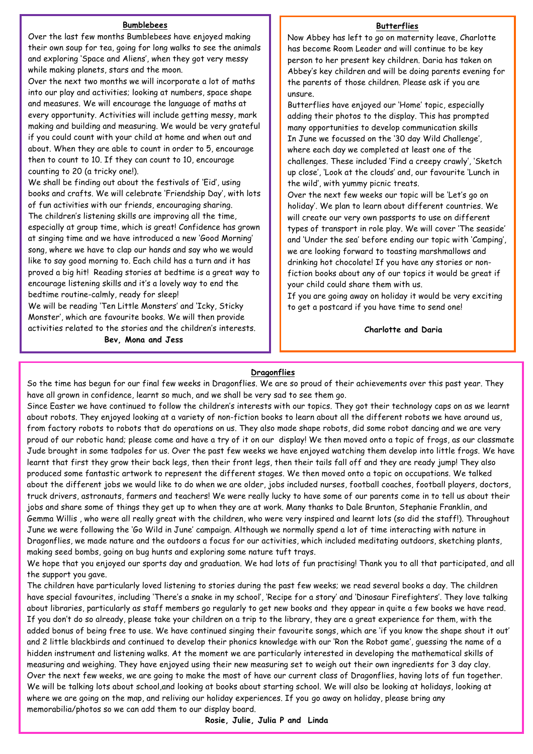## Bumblebees

Over the last few months Bumblebees have enjoyed making their own soup for tea, going for long walks to see the animals and exploring 'Space and Aliens', when they got very messy while making planets, stars and the moon.

Over the next two months we will incorporate a lot of maths into our play and activities; looking at numbers, space shape and measures. We will encourage the language of maths at every opportunity. Activities will include getting messy, mark making and building and measuring. We would be very grateful if you could count with your child at home and when out and about. When they are able to count in order to 5, encourage then to count to 10. If they can count to 10, encourage counting to 20 (a tricky one!).

We shall be finding out about the festivals of 'Eid', using books and crafts. We will celebrate 'Friendship Day', with lots of fun activities with our friends, encouraging sharing.

The children's listening skills are improving all the time, especially at group time, which is great! Confidence has grown at singing time and we have introduced a new 'Good Morning' song, where we have to clap our hands and say who we would like to say good morning to. Each child has a turn and it has proved a big hit! Reading stories at bedtime is a great way to encourage listening skills and it's a lovely way to end the bedtime routine-calmly, ready for sleep!

We will be reading 'Ten Little Monsters' and 'Icky, Sticky Monster', which are favourite books. We will then provide activities related to the stories and the children's interests.

**Bev, Mona and Jess**

## Butterflies

Now Abbey has left to go on maternity leave, Charlotte has become Room Leader and will continue to be key person to her present key children. Daria has taken on Abbey's key children and will be doing parents evening for the parents of those children. Please ask if you are unsure.

Butterflies have enjoyed our 'Home' topic, especially adding their photos to the display. This has prompted many opportunities to develop communication skills

In June we focussed on the '30 day Wild Challenge', where each day we completed at least one of the challenges. These included 'Find a creepy crawly', 'Sketch up close', 'Look at the clouds' and, our favourite 'Lunch in the wild', with yummy picnic treats.

Over the next few weeks our topic will be 'Let's go on holiday'. We plan to learn about different countries. We will create our very own passports to use on different types of transport in role play. We will cover 'The seaside' and 'Under the sea' before ending our topic with 'Camping', we are looking forward to toasting marshmallows and drinking hot chocolate! If you have any stories or non-fiction books about any of our topics it would be great if your child could share them with us.

If you are going away on holiday it would be very exciting to get a postcard if you have time to send one!

**Charlotte and Daria**

## Dragonflies

So the time has begun for our final few weeks in Dragonflies. We are so proud of their achievements over this past year. They have all grown in confidence, learnt so much, and we shall be very sad to see them go.

Since Easter we have continued to follow the children's interests with our topics. They got their technology caps on as we learnt about robots. They enjoyed looking at a variety of non-fiction books to learn about all the different robots we have around us, from factory robots to robots that do operations on us. They also made shape robots, did some robot dancing and we are very proud of our robotic hand; please come and have a try of it on our display! We then moved onto a topic of frogs, as our classmate Jude brought in some tadpoles for us. Over the past few weeks we have enjoyed watching them develop into little frogs. We have learnt that first they grow their back legs, then their front legs, then their tails fall off and they are ready jump! They also produced some fantastic artwork to represent the different stages. We then moved onto a topic on occupations. We talked about the different jobs we would like to do when we are older, jobs included nurses, football coaches, football players, doctors, truck drivers, astronauts, farmers and teachers! We were really lucky to have some of our parents come in to tell us about their jobs and share some of things they get up to when they are at work. Many thanks to Dale Brunton, Stephanie Franklin, and Gemma Willis , who were all really great with the children, who were very inspired and learnt lots (so did the staff!). Throughout June we were following the 'Go Wild in June' campaign. Although we normally spend a lot of time interacting with nature in Dragonflies, we made nature and the outdoors a focus for our activities, which included meditating outdoors, sketching plants, making seed bombs, going on bug hunts and exploring some nature tuft trays.

We hope that you enjoyed our sports day and graduation. We had lots of fun practising! Thank you to all that participated, and all the support you gave.

The children have particularly loved listening to stories during the past few weeks; we read several books a day. The children have special favourites, including 'There's a snake in my school', 'Recipe for a story' and 'Dinosaur Firefighters'. They love talking about libraries, particularly as staff members go regularly to get new books and they appear in quite a few books we have read. If you don't do so already, please take your children on a trip to the library, they are a great experience for them, with the added bonus of being free to use. We have continued singing their favourite songs, which are 'if you know the shape shout it out' and 2 little blackbirds and continued to develop their phonics knowledge with our 'Ron the Robot game', guessing the name of a hidden instrument and listening walks. At the moment we are particularly interested in developing the mathematical skills of measuring and weighing. They have enjoyed using their new measuring set to weigh out their own ingredients for 3 day clay.

Over the next few weeks, we are going to make the most of have our current class of Dragonflies, having lots of fun together. We will be talking lots about school,and looking at books about starting school. We will also be looking at holidays, looking at where we are going on the map, and reliving our holiday experiences. If you go away on holiday, please bring any memorabilia/photos so we can add them to our display board.

**Rosie, Julie, Julia P and Linda**